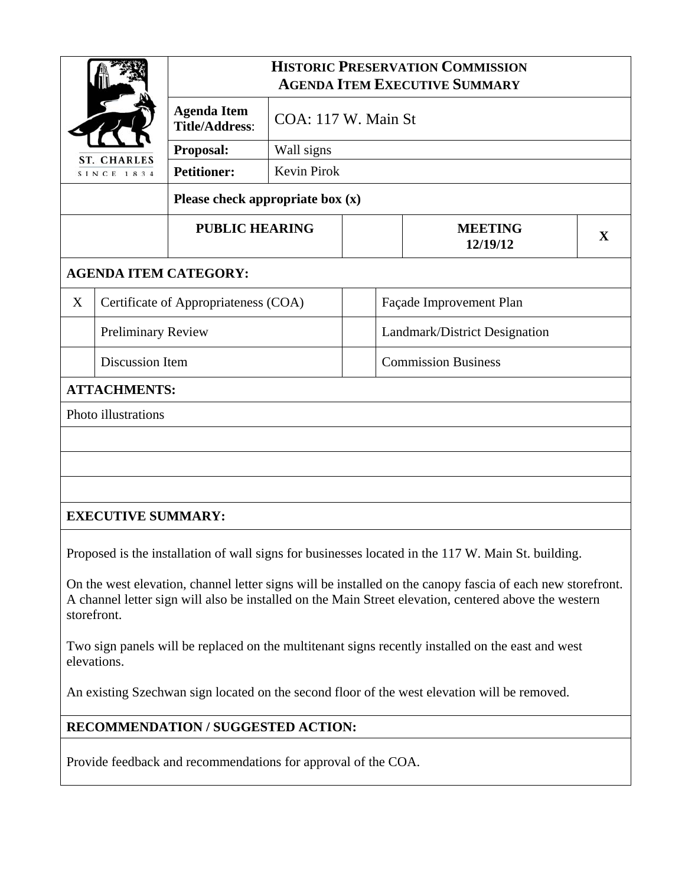# HISTORIC PRESERVATION COMMISSION
## AGENDA ITEM EXECUTIVE SUMMARY

ST. CHARLES
SINCE 1834

| | |
|---|---|
| **Agenda Item Title/Address:** | COA: 117 W. Main St |
| **Proposal:** | Wall signs |
| **Petitioner:** | Kevin Pirok |

**Please check appropriate box (x)**

| PUBLIC HEARING | | MEETING 12/19/12 | X |
|---|---|---|---|

**AGENDA ITEM CATEGORY:**

| | | | |
|---|---|---|---|
| X | Certificate of Appropriateness (COA) | | Façade Improvement Plan |
| | Preliminary Review | | Landmark/District Designation |
| | Discussion Item | | Commission Business |

**ATTACHMENTS:**

Photo illustrations

**EXECUTIVE SUMMARY:**

Proposed is the installation of wall signs for businesses located in the 117 W. Main St. building.

On the west elevation, channel letter signs will be installed on the canopy fascia of each new storefront. A channel letter sign will also be installed on the Main Street elevation, centered above the western storefront.

Two sign panels will be replaced on the multitenant signs recently installed on the east and west elevations.

An existing Szechwan sign located on the second floor of the west elevation will be removed.

**RECOMMENDATION / SUGGESTED ACTION:**

Provide feedback and recommendations for approval of the COA.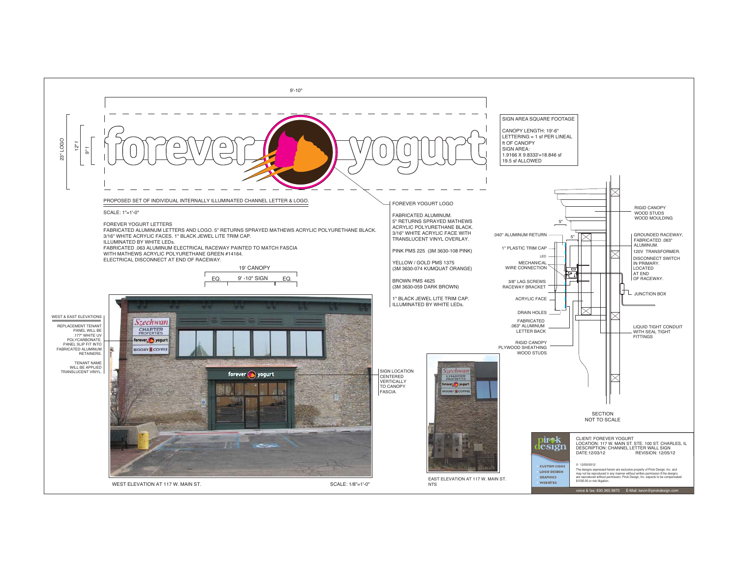9'-10"

23" LOGO

12" f

9" f

PROPOSED SET OF INDIVIDUAL INTERNALLY ILLUMINATED CHANNEL LETTER & LOGO.

SCALE: 1"=1'-0"

FOREVER YOGURT LETTERS
FABRICATED ALUMINUM LETTERS AND LOGO. 5" RETURNS SPRAYED MATHEWS ACRYLIC POLYURETHANE BLACK.
3/16" WHITE ACRYLIC FACES. 1" BLACK JEWEL LITE TRIM CAP.
ILLUMINATED BY WHITE LEDs.
FABRICATED .063 ALUMINUM ELECTRICAL RACEWAY PAINTED TO MATCH FASCIA
WITH MATHEWS ACRYLIC POLYURETHANE GREEN #14164.
ELECTRICAL DISCONNECT AT END OF RACEWAY.

19' CANOPY

EQ. | 9' -10" SIGN | EQ.

FOREVER YOGURT LOGO

FABRICATED ALUMINUM.
5" RETURNS SPRAYED MATHEWS ACRYLIC POLYURETHANE BLACK.
3/16" WHITE ACRYLIC FACE WITH TRANSLUCENT VINYL OVERLAY.

PINK PMS 225 (3M 3630-108 PINK)

YELLOW / GOLD PMS 1375 (3M 3630-074 KUMQUAT ORANGE)

BROWN PMS 4625 (3M 3630-059 DARK BROWN)

1" BLACK JEWEL LITE TRIM CAP. ILLUMINATED BY WHITE LEDs.

SIGN AREA SQUARE FOOTAGE

CANOPY LENGTH: 19'-6"
LETTERING = 1 sf PER LINEAL ft OF CANOPY
SIGN AREA:
1.9166 X 9.8333'=18.846 sf
19.5 sf ALLOWED

.040" ALUMINUM RETURN

5"

1" PLASTIC TRIM CAP

LED

MECHANICAL WIRE CONNECTION

3/8" LAG SCREWS RACEWAY BRACKET

ACRYLIC FACE

DRAIN HOLES

FABRICATED .063" ALUMINUM LETTER BACK

RIGID CANOPY PLYWOOD SHEATHING WOOD STUDS

RIGID CANOPY WOOD STUDS WOOD MOULDING

GROUNDED RACEWAY, FABRICATED .063" ALUMINUM.

120V TRANSFORMER.

DISCONNECT SWITCH IN PRIMARY. LOCATED AT END OF RACEWAY.

JUNCTION BOX

LIQUID TIGHT CONDUIT WITH SEAL TIGHT FITTINGS

SECTION
NOT TO SCALE

WEST & EAST ELEVATIONS

REPLACEMENT TENANT PANEL WILL BE .177" WHITE UV POLYCARBONATE. PANEL SLIP FIT INTO FABRICATED ALUMINUM RETAINERS.

TENANT NAME WILL BE APPLIED TRANSLUCENT VINYL.

SIGN LOCATION CENTERED VERTICALLY TO CANOPY FASCIA.

WEST ELEVATION AT 117 W. MAIN ST. SCALE: 1/8"=1'-0"

EAST ELEVATION AT 117 W. MAIN ST.
NTS

CLIENT: FOREVER YOGURT
LOCATION: 117 W. MAIN ST. STE. 100 ST. CHARLES, IL
DESCRIPTION: CHANNEL LETTER WALL SIGN
DATE:12/03/12 REVISION: 12/05/12

© 12/03/2012

The designs expressed herein are exclusive property of Pirok Design, Inc. and may not be reproduced in any manner without written permission.If the designs are reproduced without permission, Pirok Design, Inc. expects to be compensated $1500.00 or risk litigation.

pirok design

CUSTOM SIGNS
LOGO DESIGN
GRAPHICS
WEBSITES

voice & fax: 630.365.9870 E-Mail: kevin@pirokdesign.com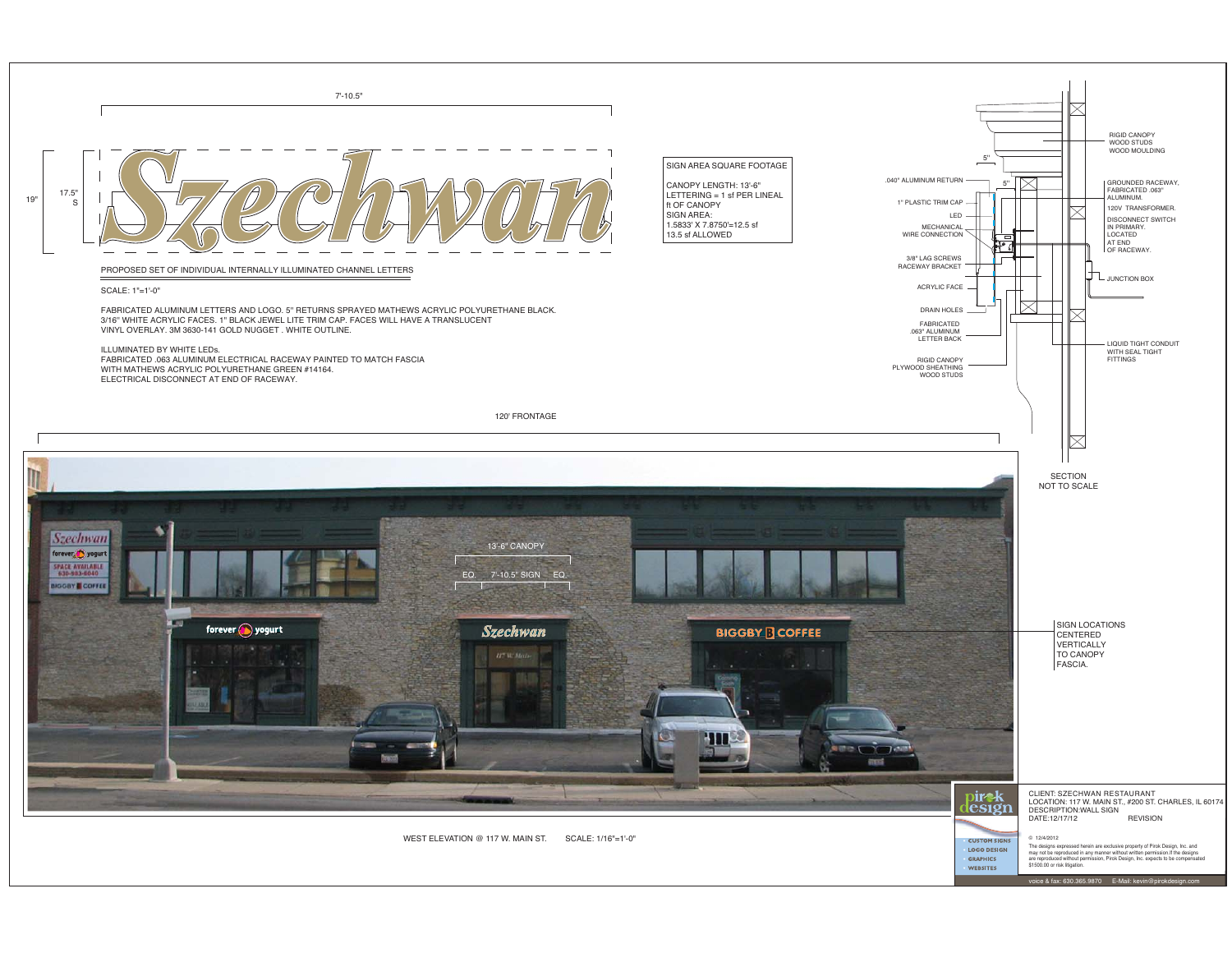7'-10.5"

19"

17.5"

S

Szechwan

PROPOSED SET OF INDIVIDUAL INTERNALLY ILLUMINATED CHANNEL LETTERS

SCALE: 1"=1'-0"

FABRICATED ALUMINUM LETTERS AND LOGO. 5" RETURNS SPRAYED MATHEWS ACRYLIC POLYURETHANE BLACK. 3/16" WHITE ACRYLIC FACES. 1" BLACK JEWEL LITE TRIM CAP. FACES WILL HAVE A TRANSLUCENT VINYL OVERLAY. 3M 3630-141 GOLD NUGGET . WHITE OUTLINE.

ILLUMINATED BY WHITE LEDs.
FABRICATED .063 ALUMINUM ELECTRICAL RACEWAY PAINTED TO MATCH FASCIA WITH MATHEWS ACRYLIC POLYURETHANE GREEN #14164.
ELECTRICAL DISCONNECT AT END OF RACEWAY.

SIGN AREA SQUARE FOOTAGE

CANOPY LENGTH: 13'-6"
LETTERING = 1 sf PER LINEAL ft OF CANOPY
SIGN AREA:
1.5833' X 7.8750'=12.5 sf
13.5 sf ALLOWED

.040" ALUMINUM RETURN
1" PLASTIC TRIM CAP
LED
MECHANICAL WIRE CONNECTION
3/8" LAG SCREWS RACEWAY BRACKET
ACRYLIC FACE
DRAIN HOLES
FABRICATED .063" ALUMINUM LETTER BACK
RIGID CANOPY PLYWOOD SHEATHING WOOD STUDS

5"

5"

RIGID CANOPY WOOD STUDS WOOD MOULDING
GROUNDED RACEWAY, FABRICATED .063" ALUMINUM.
120V TRANSFORMER.
DISCONNECT SWITCH IN PRIMARY. LOCATED AT END OF RACEWAY.
JUNCTION BOX
LIQUID TIGHT CONDUIT WITH SEAL TIGHT FITTINGS

SECTION
NOT TO SCALE

120' FRONTAGE

13'-6" CANOPY

EQ. 7'-10.5" SIGN EQ.

SIGN LOCATIONS CENTERED VERTICALLY TO CANOPY FASCIA.

WEST ELEVATION @ 117 W. MAIN ST. SCALE: 1/16"=1'-0"

CLIENT: SZECHWAN RESTAURANT
LOCATION: 117 W. MAIN ST., #200 ST. CHARLES, IL 60174
DESCRIPTION:WALL SIGN
DATE:12/17/12 REVISION

© 12/4/2012
The designs expressed herein are exclusive property of Pirok Design, Inc. and may not be reproduced in any manner without written permission.If the designs are reproduced without permission, Pirok Design, Inc. expects to be compensated $1500.00 or risk litigation.

pirok design
- CUSTOM SIGNS
- LOGO DESIGN
- GRAPHICS
- WEBSITES

voice & fax: 630.365.9870 E-Mail: kevin@pirokdesign.com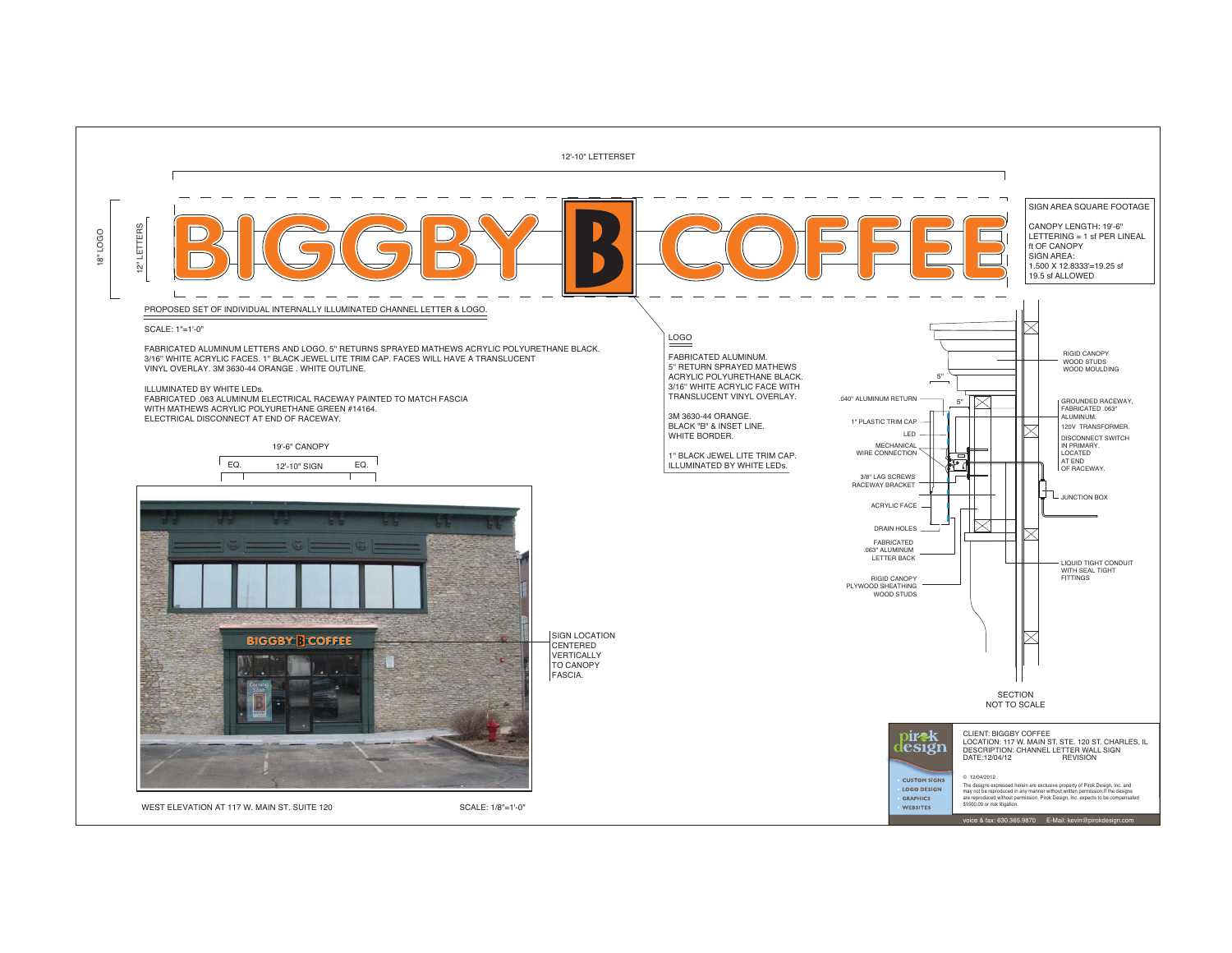12'-10" LETTERSET

18" LOGO

12" LETTERS

BIGGBY B COFFEE

PROPOSED SET OF INDIVIDUAL INTERNALLY ILLUMINATED CHANNEL LETTER & LOGO.

SCALE: 1"=1'-0"

FABRICATED ALUMINUM LETTERS AND LOGO. 5" RETURNS SPRAYED MATHEWS ACRYLIC POLYURETHANE BLACK. 3/16" WHITE ACRYLIC FACES. 1" BLACK JEWEL LITE TRIM CAP. FACES WILL HAVE A TRANSLUCENT VINYL OVERLAY. 3M 3630-44 ORANGE . WHITE OUTLINE.

ILLUMINATED BY WHITE LEDs.
FABRICATED .063 ALUMINUM ELECTRICAL RACEWAY PAINTED TO MATCH FASCIA WITH MATHEWS ACRYLIC POLYURETHANE GREEN #14164.
ELECTRICAL DISCONNECT AT END OF RACEWAY.

19'-6" CANOPY

EQ. 12'-10" SIGN EQ.

SIGN LOCATION CENTERED VERTICALLY TO CANOPY FASCIA.

WEST ELEVATION AT 117 W. MAIN ST. SUITE 120

SCALE: 1/8"=1'-0"

## LOGO

FABRICATED ALUMINUM.
5" RETURN SPRAYED MATHEWS ACRYLIC POLYURETHANE BLACK.
3/16" WHITE ACRYLIC FACE WITH TRANSLUCENT VINYL OVERLAY.

3M 3630-44 ORANGE.
BLACK "B" & INSET LINE.
WHITE BORDER.

1" BLACK JEWEL LITE TRIM CAP.
ILLUMINATED BY WHITE LEDs.

## SIGN AREA SQUARE FOOTAGE

CANOPY LENGTH: 19'-6"
LETTERING = 1 sf PER LINEAL ft OF CANOPY
SIGN AREA:
1.500 X 12.8333'=19.25 sf
19.5 sf ALLOWED

5"

5"

.040" ALUMINUM RETURN

1" PLASTIC TRIM CAP

LED

MECHANICAL WIRE CONNECTION

3/8" LAG SCREWS RACEWAY BRACKET

ACRYLIC FACE

DRAIN HOLES

FABRICATED .063" ALUMINUM LETTER BACK

RIGID CANOPY PLYWOOD SHEATHING WOOD STUDS

RIGID CANOPY WOOD STUDS WOOD MOULDING

GROUNDED RACEWAY, FABRICATED .063" ALUMINUM.

120V TRANSFORMER.

DISCONNECT SWITCH IN PRIMARY. LOCATED AT END OF RACEWAY.

JUNCTION BOX

LIQUID TIGHT CONDUIT WITH SEAL TIGHT FITTINGS

SECTION
NOT TO SCALE

pirok design

CUSTOM SIGNS
LOGO DESIGN
GRAPHICS
WEBSITES

CLIENT: BIGGBY COFFEE
LOCATION: 117 W. MAIN ST. STE. 120 ST. CHARLES, IL
DESCRIPTION: CHANNEL LETTER WALL SIGN
DATE:12/04/12 REVISION

© 12/04/2012

The designs expressed herein are exclusive property of Pirok Design, Inc. and may not be reproduced in any manner without written permission If the designs are reproduced without permission, Pirok Design, Inc. expects to be compensated $1500.00 or risk litigation.

voice & fax: 630.365.9870 E-Mail: kevin@pirokdesign.com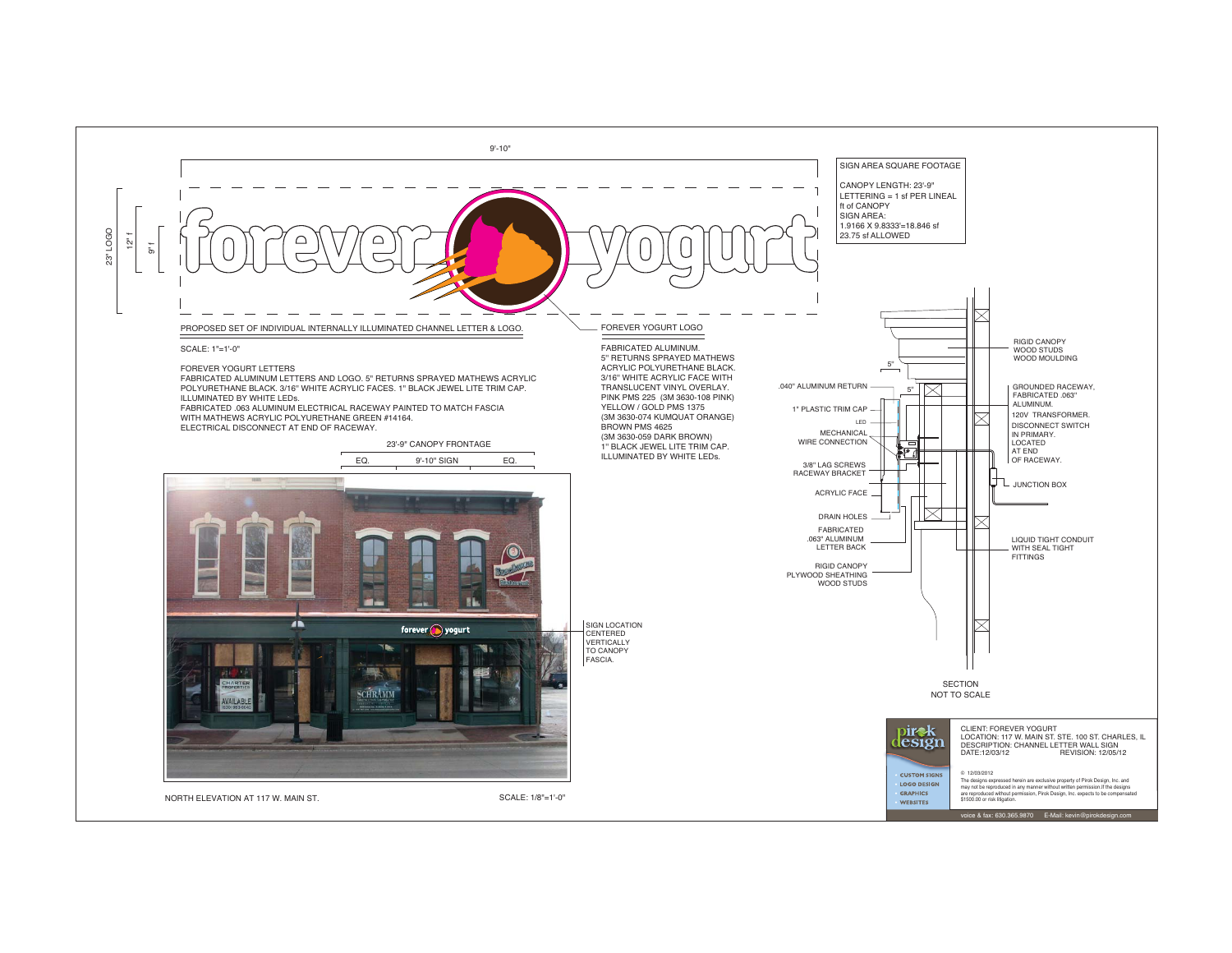9'-10"

23" LOGO

12" f

9" f

forever yogurt

PROPOSED SET OF INDIVIDUAL INTERNALLY ILLUMINATED CHANNEL LETTER & LOGO.

SCALE: 1"=1'-0"

FOREVER YOGURT LETTERS
FABRICATED ALUMINUM LETTERS AND LOGO. 5" RETURNS SPRAYED MATHEWS ACRYLIC POLYURETHANE BLACK. 3/16" WHITE ACRYLIC FACES. 1" BLACK JEWEL LITE TRIM CAP. ILLUMINATED BY WHITE LEDs.
FABRICATED .063 ALUMINUM ELECTRICAL RACEWAY PAINTED TO MATCH FASCIA WITH MATHEWS ACRYLIC POLYURETHANE GREEN #14164.
ELECTRICAL DISCONNECT AT END OF RACEWAY.

FOREVER YOGURT LOGO

FABRICATED ALUMINUM.
5" RETURNS SPRAYED MATHEWS ACRYLIC POLYURETHANE BLACK.
3/16" WHITE ACRYLIC FACE WITH TRANSLUCENT VINYL OVERLAY.
PINK PMS 225 (3M 3630-108 PINK)
YELLOW / GOLD PMS 1375
(3M 3630-074 KUMQUAT ORANGE)
BROWN PMS 4625
(3M 3630-059 DARK BROWN)
1" BLACK JEWEL LITE TRIM CAP.
ILLUMINATED BY WHITE LEDs.

SIGN AREA SQUARE FOOTAGE

CANOPY LENGTH: 23'-9"
LETTERING = 1 sf PER LINEAL ft of CANOPY
SIGN AREA:
1.9166 X 9.8333'=18.846 sf
23.75 sf ALLOWED

23'-9" CANOPY FRONTAGE

EQ. | 9'-10" SIGN | EQ.

SIGN LOCATION CENTERED VERTICALLY TO CANOPY FASCIA.

NORTH ELEVATION AT 117 W. MAIN ST.

SCALE: 1/8"=1'-0"

5"

5"

.040" ALUMINUM RETURN

1" PLASTIC TRIM CAP

LED

MECHANICAL WIRE CONNECTION

3/8" LAG SCREWS RACEWAY BRACKET

ACRYLIC FACE

DRAIN HOLES

FABRICATED .063" ALUMINUM LETTER BACK

RIGID CANOPY PLYWOOD SHEATHING WOOD STUDS

RIGID CANOPY WOOD STUDS WOOD MOULDING

GROUNDED RACEWAY, FABRICATED .063" ALUMINUM.

120V TRANSFORMER.

DISCONNECT SWITCH IN PRIMARY. LOCATED AT END OF RACEWAY.

JUNCTION BOX

LIQUID TIGHT CONDUIT WITH SEAL TIGHT FITTINGS

SECTION
NOT TO SCALE

pirok design

- CUSTOM SIGNS
- LOGO DESIGN
- GRAPHICS
- WEBSITES

CLIENT: FOREVER YOGURT
LOCATION: 117 W. MAIN ST. STE. 100 ST. CHARLES, IL
DESCRIPTION: CHANNEL LETTER WALL SIGN
DATE:12/03/12 REVISION: 12/05/12

© 12/03/2012
The designs expressed herein are exclusive property of Pirok Design, Inc. and may not be reproduced in any manner without written permission.If the designs are reproduced without permission, Pirok Design, Inc. expects to be compensated $1500.00 or risk litigation.

voice & fax: 630.365.9870 E-Mail: kevin@pirokdesign.com